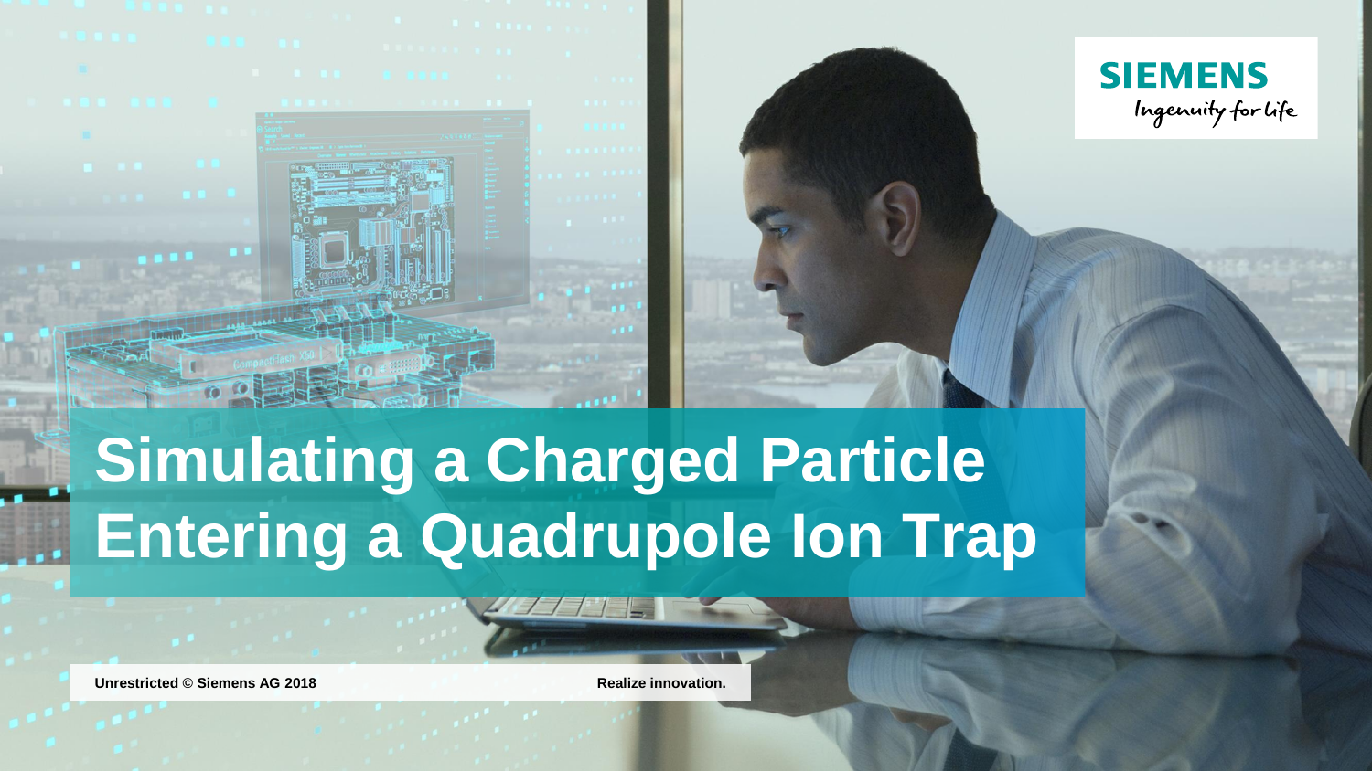# Simulating a Charged Particle Entering a Quadrupole Ion Trap

**Unrestricted © Siemens AG 2018**

**Realize innovation.**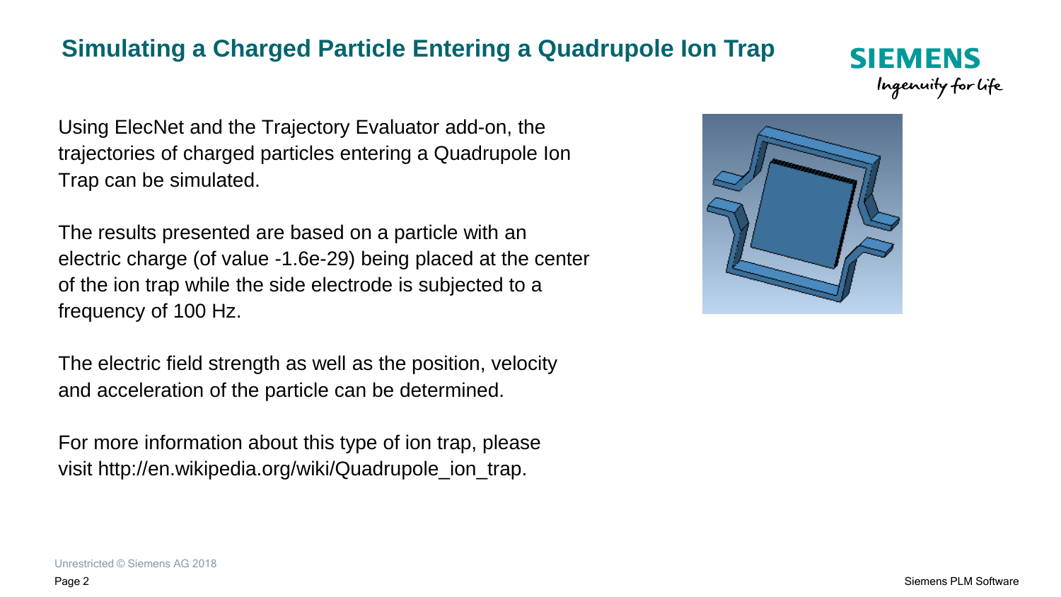# Simulating a Charged Particle Entering a Quadrupole Ion Trap

Using ElecNet and the Trajectory Evaluator add-on, the trajectories of charged particles entering a Quadrupole Ion Trap can be simulated.

The results presented are based on a particle with an electric charge (of value -1.6e-29) being placed at the center of the ion trap while the side electrode is subjected to a frequency of 100 Hz.

The electric field strength as well as the position, velocity and acceleration of the particle can be determined.

For more information about this type of ion trap, please visit http://en.wikipedia.org/wiki/Quadrupole_ion_trap.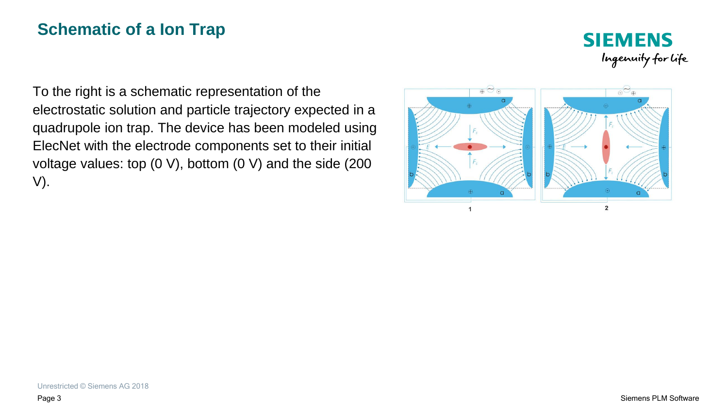# Schematic of a Ion Trap

To the right is a schematic representation of the electrostatic solution and particle trajectory expected in a quadrupole ion trap. The device has been modeled using ElecNet with the electrode components set to their initial voltage values: top (0 V), bottom (0 V) and the side (200 V).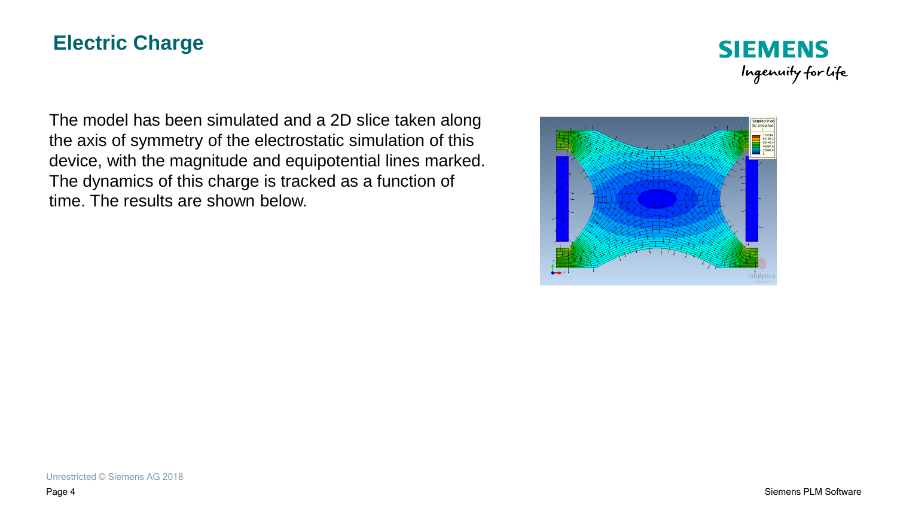# Electric Charge

The model has been simulated and a 2D slice taken along the axis of symmetry of the electrostatic simulation of this device, with the magnitude and equipotential lines marked. The dynamics of this charge is tracked as a function of time. The results are shown below.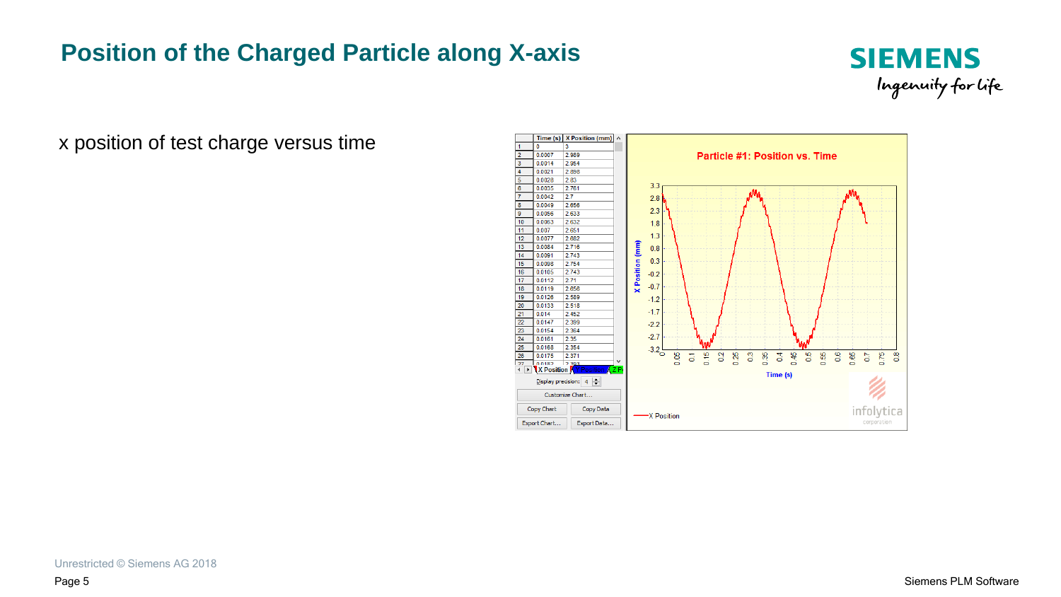# Position of the Charged Particle along X-axis

x position of test charge versus time

| | Time (s) | X Position (mm) |
|---|---|---|
| 1 | 0 | 3 |
| 2 | 0.0007 | 2.989 |
| 3 | 0.0014 | 2.954 |
| 4 | 0.0021 | 2.898 |
| 5 | 0.0028 | 2.83 |
| 6 | 0.0035 | 2.761 |
| 7 | 0.0042 | 2.7 |
| 8 | 0.0049 | 2.656 |
| 9 | 0.0056 | 2.633 |
| 10 | 0.0063 | 2.632 |
| 11 | 0.007 | 2.651 |
| 12 | 0.0077 | 2.682 |
| 13 | 0.0084 | 2.716 |
| 14 | 0.0091 | 2.743 |
| 15 | 0.0098 | 2.754 |
| 16 | 0.0105 | 2.743 |
| 17 | 0.0112 | 2.71 |
| 18 | 0.0119 | 2.658 |
| 19 | 0.0126 | 2.589 |
| 20 | 0.0133 | 2.518 |
| 21 | 0.014 | 2.452 |
| 22 | 0.0147 | 2.399 |
| 23 | 0.0154 | 2.364 |
| 24 | 0.0161 | 2.35 |
| 25 | 0.0168 | 2.354 |
| 26 | 0.0175 | 2.371 |

Particle #1: Position vs. Time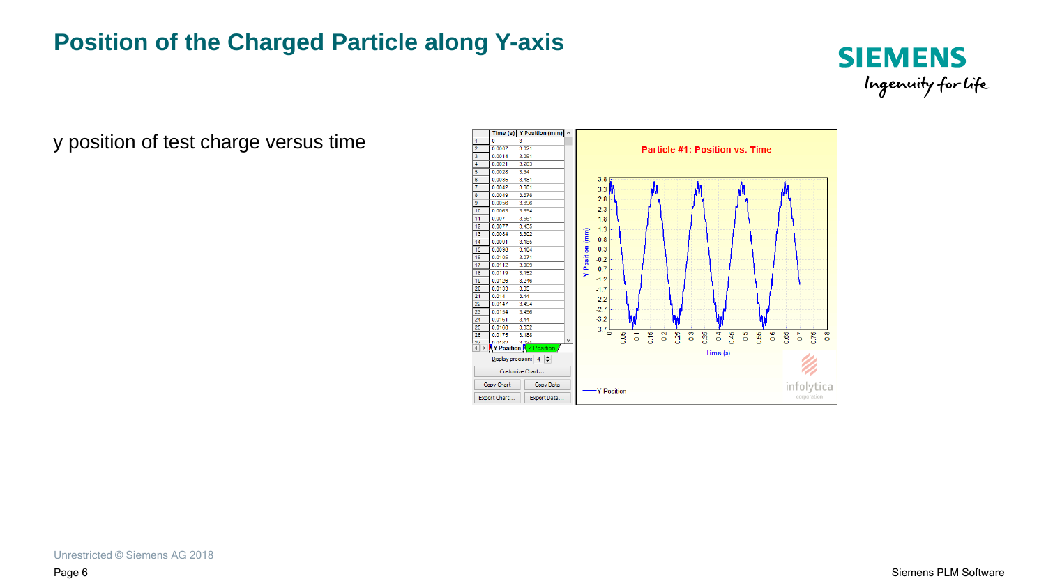# Position of the Charged Particle along Y-axis

y position of test charge versus time

| | Time (s) | Y Position (mm) |
|---|---|---|
| 1 | 0 | 3 |
| 2 | 0.0007 | 3.021 |
| 3 | 0.0014 | 3.091 |
| 4 | 0.0021 | 3.203 |
| 5 | 0.0028 | 3.34 |
| 6 | 0.0035 | 3.481 |
| 7 | 0.0042 | 3.601 |
| 8 | 0.0049 | 3.678 |
| 9 | 0.0056 | 3.696 |
| 10 | 0.0063 | 3.654 |
| 11 | 0.007 | 3.561 |
| 12 | 0.0077 | 3.435 |
| 13 | 0.0084 | 3.302 |
| 14 | 0.0091 | 3.185 |
| 15 | 0.0098 | 3.104 |
| 16 | 0.0105 | 3.071 |
| 17 | 0.0112 | 3.089 |
| 18 | 0.0119 | 3.152 |
| 19 | 0.0126 | 3.246 |
| 20 | 0.0133 | 3.35 |
| 21 | 0.014 | 3.44 |
| 22 | 0.0147 | 3.494 |
| 23 | 0.0154 | 3.496 |
| 24 | 0.0161 | 3.44 |
| 25 | 0.0168 | 3.332 |
| 26 | 0.0175 | 3.188 |

Particle #1: Position vs. Time

Y Position (mm) vs. Time (s)

— Y Position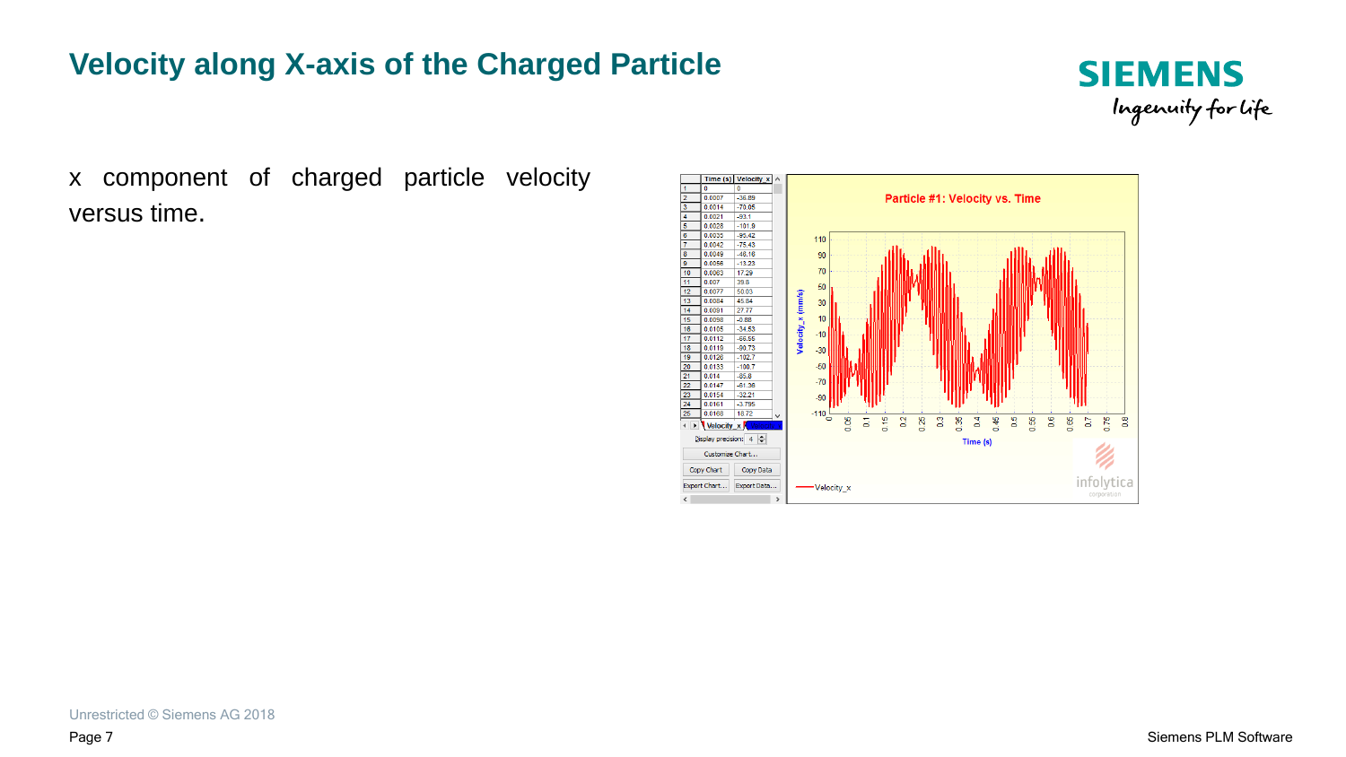# Velocity along X-axis of the Charged Particle

x component of charged particle velocity versus time.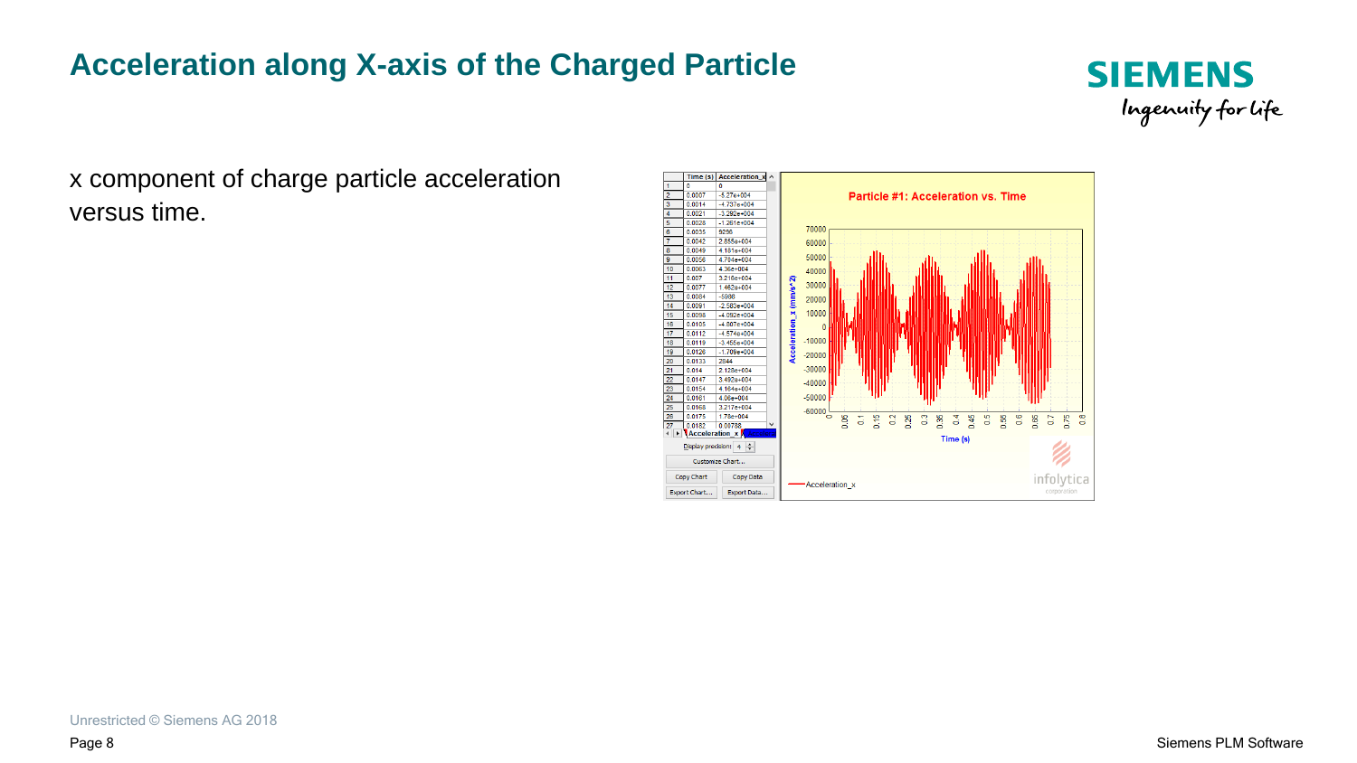# Acceleration along X-axis of the Charged Particle

x component of charge particle acceleration versus time.

| | Time (s) | Acceleration_x |
|---|---|---|
| 1 | 0 | 0 |
| 2 | 0.0007 | -5.27e+004 |
| 3 | 0.0014 | -4.737e+004 |
| 4 | 0.0021 | -3.292e+004 |
| 5 | 0.0028 | -1.261e+004 |
| 6 | 0.0035 | 9296 |
| 7 | 0.0042 | 2.855e+004 |
| 8 | 0.0049 | 4.181e+004 |
| 9 | 0.0056 | 4.784e+004 |
| 10 | 0.0063 | 4.36e+004 |
| 11 | 0.007 | 3.216e+004 |
| 12 | 0.0077 | 1.462e+004 |
| 13 | 0.0084 | -5906 |
| 14 | 0.0091 | -2.583e+004 |
| 15 | 0.0098 | -4.092e+004 |
| 16 | 0.0105 | -4.807e+004 |
| 17 | 0.0112 | -4.574e+004 |
| 18 | 0.0119 | -3.456e+004 |
| 19 | 0.0126 | -1.709e+004 |
| 20 | 0.0133 | 2844 |
| 21 | 0.014 | 2.128e+004 |
| 22 | 0.0147 | 3.492e+004 |
| 23 | 0.0154 | 4.164e+004 |
| 24 | 0.0161 | 4.06e+004 |
| 25 | 0.0168 | 3.217e+004 |
| 26 | 0.0175 | 1.78e+004 |
| 27 | 0.0182 | 0.00788 |

Acceleration_x

Display precision: 4

Customize Chart...

Copy Chart | Copy Data

Export Chart... | Export Data...

Particle #1: Acceleration vs. Time

Acceleration_x (mm/s^2)

70000
60000
50000
40000
30000
20000
10000
0
-10000
-20000
-30000
-40000
-50000
-60000

0
0.05
0.1
0.15
0.2
0.25
0.3
0.35
0.4
0.45
0.5
0.55
0.6
0.65
0.7
0.75
0.8

Time (s)

Acceleration_x

infolytica corporation